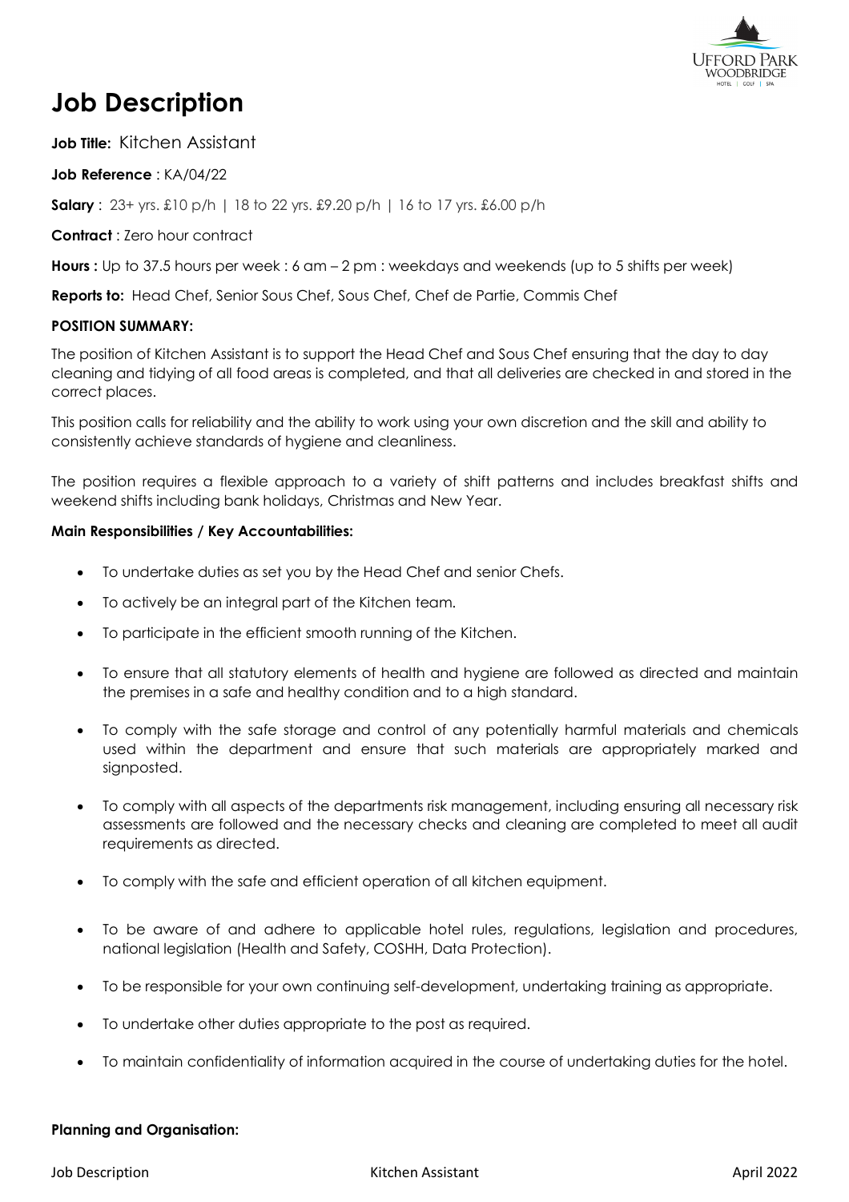# Job Description

**Job Title:** Kitchen Assistant

**Job Reference** : KA/04/22

**Salary** : 23+ yrs. £10 p/h | 18 to 22 yrs. £9.20 p/h | 16 to 17 yrs. £6.00 p/h

**Contract** : Zero hour contract

**Hours :** Up to 37.5 hours per week : 6 am – 2 pm : weekdays and weekends (up to 5 shifts per week)

**Reports to:** Head Chef, Senior Sous Chef, Sous Chef, Chef de Partie, Commis Chef

**POSITION SUMMARY:**

The position of Kitchen Assistant is to support the Head Chef and Sous Chef ensuring that the day to day cleaning and tidying of all food areas is completed, and that all deliveries are checked in and stored in the correct places.

This position calls for reliability and the ability to work using your own discretion and the skill and ability to consistently achieve standards of hygiene and cleanliness.

The position requires a flexible approach to a variety of shift patterns and includes breakfast shifts and weekend shifts including bank holidays, Christmas and New Year.

**Main Responsibilities / Key Accountabilities:**

- To undertake duties as set you by the Head Chef and senior Chefs.
- To actively be an integral part of the Kitchen team.
- To participate in the efficient smooth running of the Kitchen.
- To ensure that all statutory elements of health and hygiene are followed as directed and maintain the premises in a safe and healthy condition and to a high standard.
- To comply with the safe storage and control of any potentially harmful materials and chemicals used within the department and ensure that such materials are appropriately marked and signposted.
- To comply with all aspects of the departments risk management, including ensuring all necessary risk assessments are followed and the necessary checks and cleaning are completed to meet all audit requirements as directed.
- To comply with the safe and efficient operation of all kitchen equipment.
- To be aware of and adhere to applicable hotel rules, regulations, legislation and procedures, national legislation (Health and Safety, COSHH, Data Protection).
- To be responsible for your own continuing self-development, undertaking training as appropriate.
- To undertake other duties appropriate to the post as required.
- To maintain confidentiality of information acquired in the course of undertaking duties for the hotel.

**Planning and Organisation:**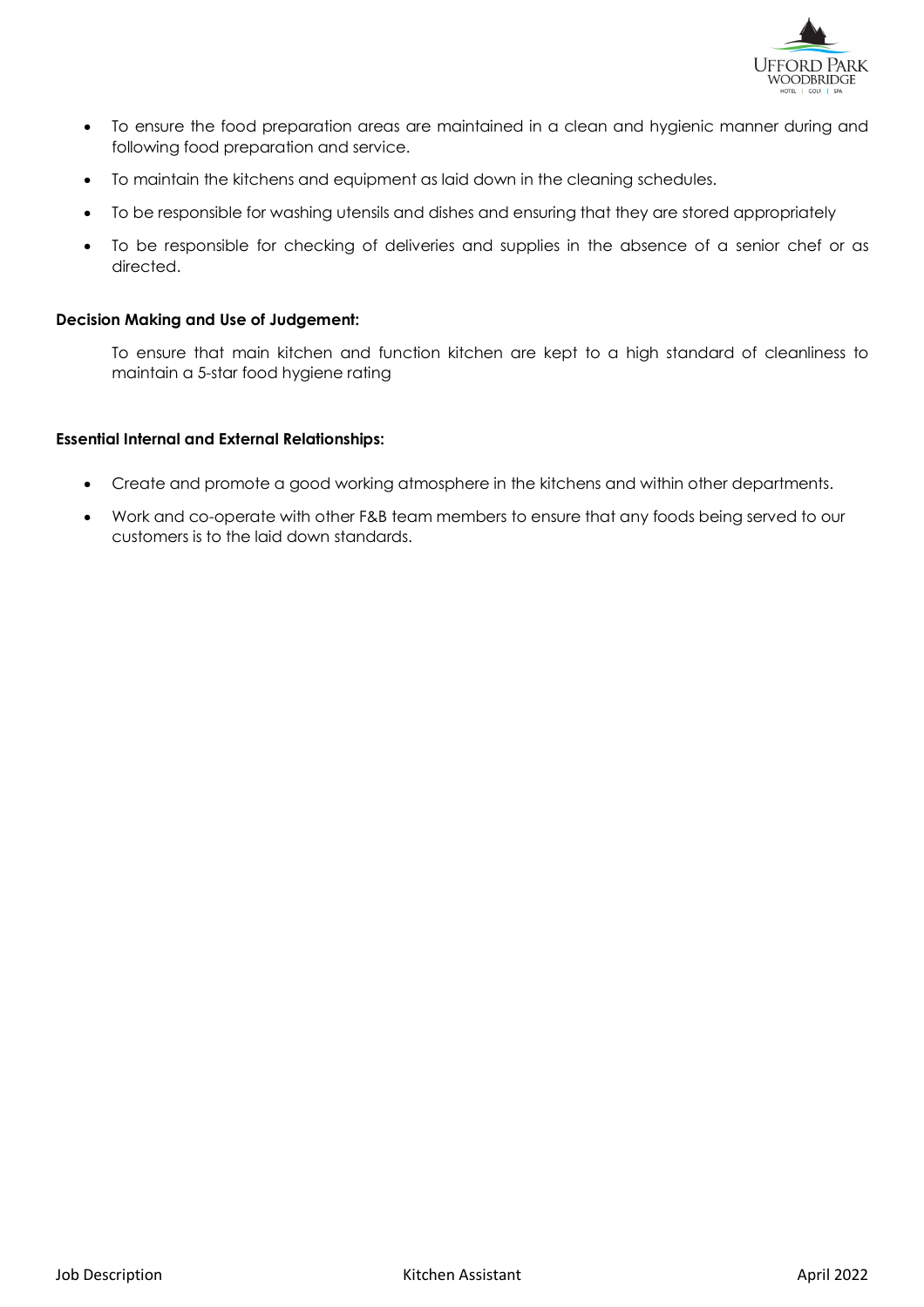- To ensure the food preparation areas are maintained in a clean and hygienic manner during and following food preparation and service.
- To maintain the kitchens and equipment as laid down in the cleaning schedules.
- To be responsible for washing utensils and dishes and ensuring that they are stored appropriately
- To be responsible for checking of deliveries and supplies in the absence of a senior chef or as directed.

**Decision Making and Use of Judgement:**

To ensure that main kitchen and function kitchen are kept to a high standard of cleanliness to maintain a 5-star food hygiene rating

**Essential Internal and External Relationships:**

- Create and promote a good working atmosphere in the kitchens and within other departments.
- Work and co-operate with other F&B team members to ensure that any foods being served to our customers is to the laid down standards.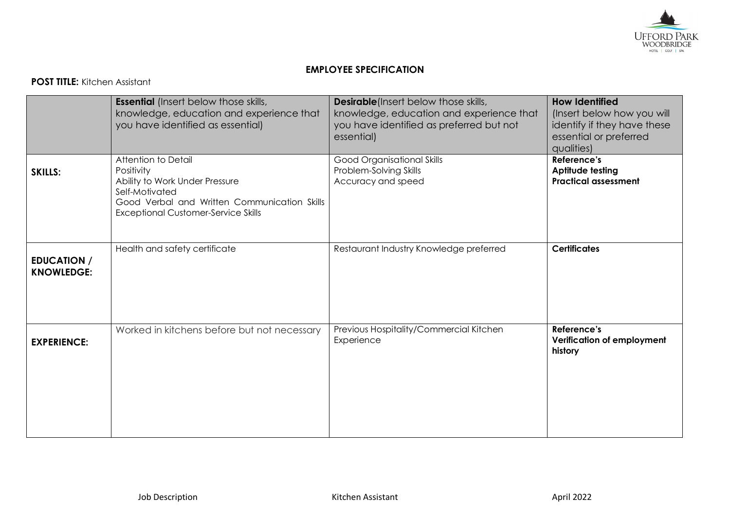## EMPLOYEE SPECIFICATION

**POST TITLE:** Kitchen Assistant

| | **Essential** (Insert below those skills, knowledge, education and experience that you have identified as essential) | **Desirable**(Insert below those skills, knowledge, education and experience that you have identified as preferred but not essential) | **How Identified** (Insert below how you will identify if they have these essential or preferred qualities) |
|---|---|---|---|
| **SKILLS:** | Attention to Detail<br>Positivity<br>Ability to Work Under Pressure<br>Self-Motivated<br>Good Verbal and Written Communication Skills<br>Exceptional Customer-Service Skills | Good Organisational Skills<br>Problem-Solving Skills<br>Accuracy and speed | **Reference's**<br>**Aptitude testing**<br>**Practical assessment** |
| **EDUCATION / KNOWLEDGE:** | Health and safety certificate | Restaurant Industry Knowledge preferred | **Certificates** |
| **EXPERIENCE:** | Worked in kitchens before but not necessary | Previous Hospitality/Commercial Kitchen Experience | **Reference's**<br>**Verification of employment history** |